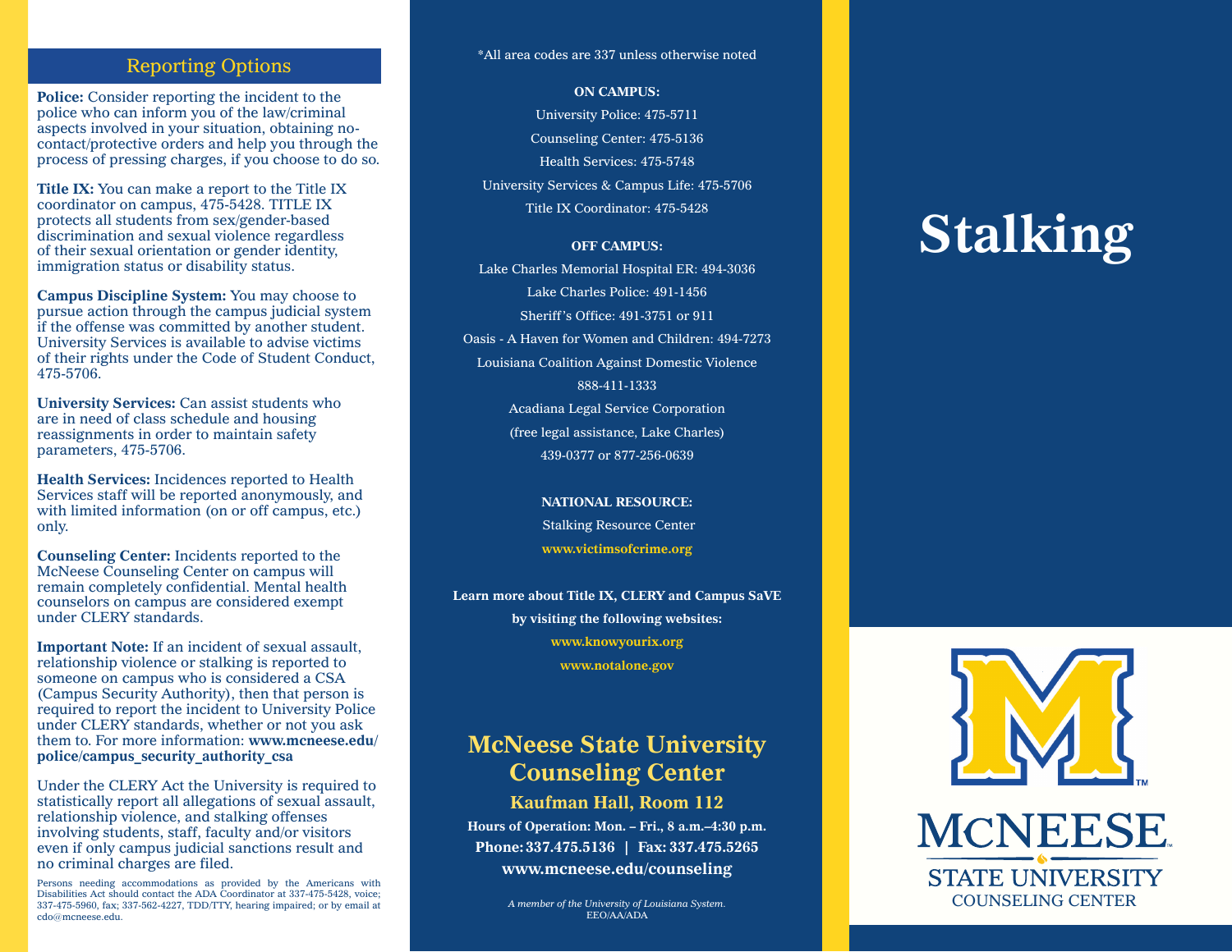## Reporting Options

**Police:** Consider reporting the incident to the police who can inform you of the law/criminal aspects involved in your situation, obtaining no-contact/protective orders and help you through the process of pressing charges, if you choose to do so.

**Title IX:** You can make a report to the Title IX coordinator on campus, 475-5428. TITLE IX protects all students from sex/gender-based discrimination and sexual violence regardless of their sexual orientation or gender identity, immigration status or disability status.

**Campus Discipline System:** You may choose to pursue action through the campus judicial system if the offense was committed by another student. University Services is available to advise victims of their rights under the Code of Student Conduct, 475-5706.

**University Services:** Can assist students who are in need of class schedule and housing reassignments in order to maintain safety parameters, 475-5706.

**Health Services:** Incidences reported to Health Services staff will be reported anonymously, and with limited information (on or off campus, etc.) only.

**Counseling Center:** Incidents reported to the McNeese Counseling Center on campus will remain completely confidential. Mental health counselors on campus are considered exempt under CLERY standards.

**Important Note:** If an incident of sexual assault, relationship violence or stalking is reported to someone on campus who is considered a CSA (Campus Security Authority), then that person is required to report the incident to University Police under CLERY standards, whether or not you ask them to. For more information: **www.mcneese.edu/police/campus_security_authority_csa**

Under the CLERY Act the University is required to statistically report all allegations of sexual assault, relationship violence, and stalking offenses involving students, staff, faculty and/or visitors even if only campus judicial sanctions result and no criminal charges are filed.

Persons needing accommodations as provided by the Americans with Disabilities Act should contact the ADA Coordinator at 337-475-5428, voice; 337-475-5960, fax; 337-562-4227, TDD/TTY, hearing impaired; or by email at cdo@mcneese.edu.

*All area codes are 337 unless otherwise noted

**ON CAMPUS:**

University Police: 475-5711

Counseling Center: 475-5136

Health Services: 475-5748

University Services & Campus Life: 475-5706

Title IX Coordinator: 475-5428

**OFF CAMPUS:**

Lake Charles Memorial Hospital ER: 494-3036

Lake Charles Police: 491-1456

Sheriff's Office: 491-3751 or 911

Oasis - A Haven for Women and Children: 494-7273

Louisiana Coalition Against Domestic Violence 888-411-1333

Acadiana Legal Service Corporation (free legal assistance, Lake Charles) 439-0377 or 877-256-0639

**NATIONAL RESOURCE:**

Stalking Resource Center

**www.victimsofcrime.org**

**Learn more about Title IX, CLERY and Campus SaVE by visiting the following websites:**

**www.knowyourix.org**

**www.notalone.gov**

## McNeese State University Counseling Center

### Kaufman Hall, Room 112

**Hours of Operation: Mon. – Fri., 8 a.m.–4:30 p.m.**

**Phone: 337.475.5136 | Fax: 337.475.5265**

**www.mcneese.edu/counseling**

*A member of the University of Louisiana System.*
EEO/AA/ADA

# Stalking

McNEESE STATE UNIVERSITY
COUNSELING CENTER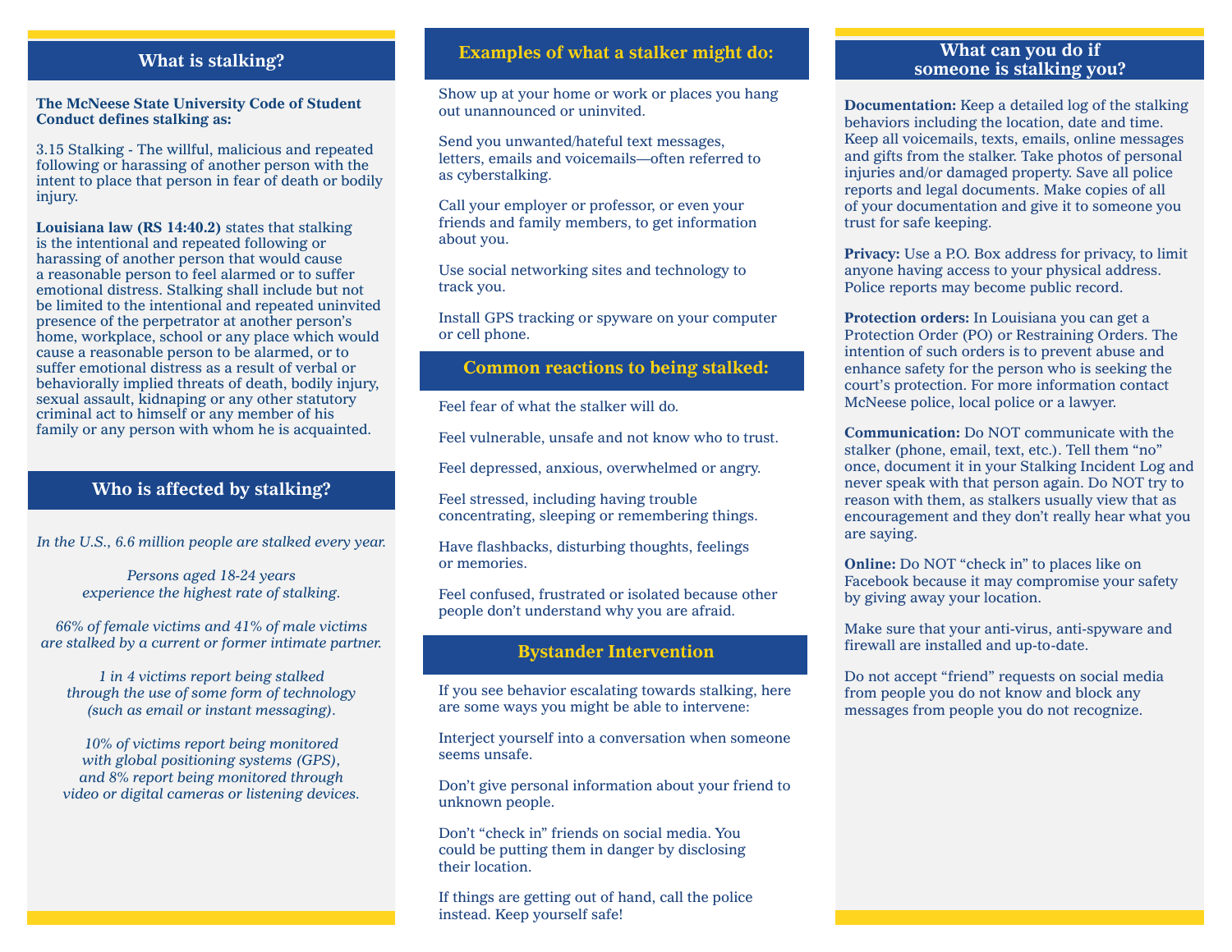## What is stalking?

**The McNeese State University Code of Student Conduct defines stalking as:**

3.15 Stalking - The willful, malicious and repeated following or harassing of another person with the intent to place that person in fear of death or bodily injury.

**Louisiana law (RS 14:40.2)** states that stalking is the intentional and repeated following or harassing of another person that would cause a reasonable person to feel alarmed or to suffer emotional distress. Stalking shall include but not be limited to the intentional and repeated uninvited presence of the perpetrator at another person's home, workplace, school or any place which would cause a reasonable person to be alarmed, or to suffer emotional distress as a result of verbal or behaviorally implied threats of death, bodily injury, sexual assault, kidnaping or any other statutory criminal act to himself or any member of his family or any person with whom he is acquainted.

## Who is affected by stalking?

*In the U.S., 6.6 million people are stalked every year.*

*Persons aged 18-24 years experience the highest rate of stalking.*

*66% of female victims and 41% of male victims are stalked by a current or former intimate partner.*

*1 in 4 victims report being stalked through the use of some form of technology (such as email or instant messaging).*

*10% of victims report being monitored with global positioning systems (GPS), and 8% report being monitored through video or digital cameras or listening devices.*

## Examples of what a stalker might do:

Show up at your home or work or places you hang out unannounced or uninvited.

Send you unwanted/hateful text messages, letters, emails and voicemails—often referred to as cyberstalking.

Call your employer or professor, or even your friends and family members, to get information about you.

Use social networking sites and technology to track you.

Install GPS tracking or spyware on your computer or cell phone.

## Common reactions to being stalked:

Feel fear of what the stalker will do.

Feel vulnerable, unsafe and not know who to trust.

Feel depressed, anxious, overwhelmed or angry.

Feel stressed, including having trouble concentrating, sleeping or remembering things.

Have flashbacks, disturbing thoughts, feelings or memories.

Feel confused, frustrated or isolated because other people don't understand why you are afraid.

## Bystander Intervention

If you see behavior escalating towards stalking, here are some ways you might be able to intervene:

Interject yourself into a conversation when someone seems unsafe.

Don't give personal information about your friend to unknown people.

Don't "check in" friends on social media. You could be putting them in danger by disclosing their location.

If things are getting out of hand, call the police instead. Keep yourself safe!

## What can you do if someone is stalking you?

**Documentation:** Keep a detailed log of the stalking behaviors including the location, date and time. Keep all voicemails, texts, emails, online messages and gifts from the stalker. Take photos of personal injuries and/or damaged property. Save all police reports and legal documents. Make copies of all of your documentation and give it to someone you trust for safe keeping.

**Privacy:** Use a P.O. Box address for privacy, to limit anyone having access to your physical address. Police reports may become public record.

**Protection orders:** In Louisiana you can get a Protection Order (PO) or Restraining Orders. The intention of such orders is to prevent abuse and enhance safety for the person who is seeking the court's protection. For more information contact McNeese police, local police or a lawyer.

**Communication:** Do NOT communicate with the stalker (phone, email, text, etc.). Tell them "no" once, document it in your Stalking Incident Log and never speak with that person again. Do NOT try to reason with them, as stalkers usually view that as encouragement and they don't really hear what you are saying.

**Online:** Do NOT "check in" to places like on Facebook because it may compromise your safety by giving away your location.

Make sure that your anti-virus, anti-spyware and firewall are installed and up-to-date.

Do not accept "friend" requests on social media from people you do not know and block any messages from people you do not recognize.